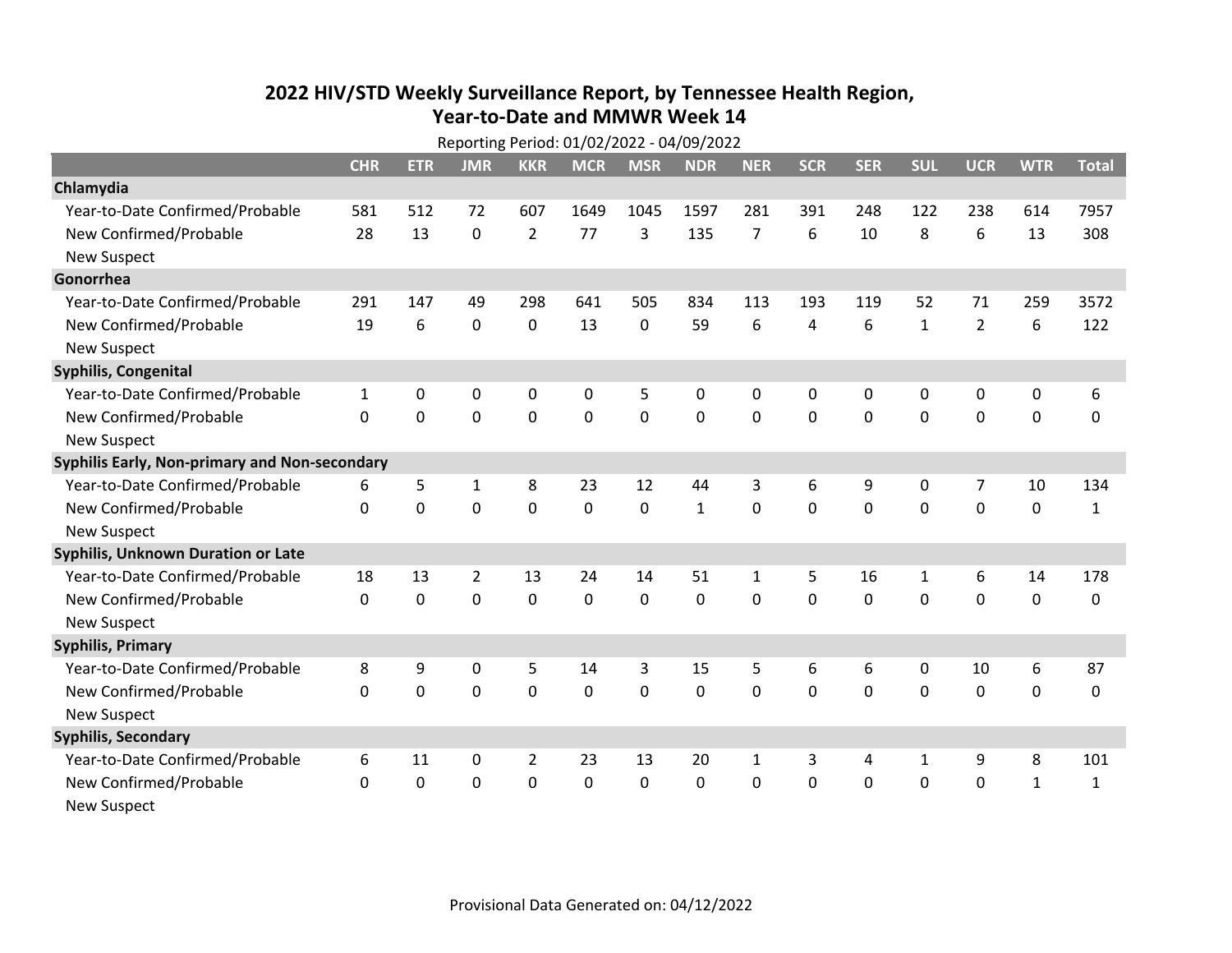# 2022 HIV/STD Weekly Surveillance Report, by Tennessee Health Region, Year-to-Date and MMWR Week 14

Reporting Period: 01/02/2022 - 04/09/2022

| | CHR | ETR | JMR | KKR | MCR | MSR | NDR | NER | SCR | SER | SUL | UCR | WTR | Total |
|---|---|---|---|---|---|---|---|---|---|---|---|---|---|---|
| **Chlamydia** | | | | | | | | | | | | | | |
| Year-to-Date Confirmed/Probable | 581 | 512 | 72 | 607 | 1649 | 1045 | 1597 | 281 | 391 | 248 | 122 | 238 | 614 | 7957 |
| New Confirmed/Probable | 28 | 13 | 0 | 2 | 77 | 3 | 135 | 7 | 6 | 10 | 8 | 6 | 13 | 308 |
| New Suspect | | | | | | | | | | | | | | |
| **Gonorrhea** | | | | | | | | | | | | | | |
| Year-to-Date Confirmed/Probable | 291 | 147 | 49 | 298 | 641 | 505 | 834 | 113 | 193 | 119 | 52 | 71 | 259 | 3572 |
| New Confirmed/Probable | 19 | 6 | 0 | 0 | 13 | 0 | 59 | 6 | 4 | 6 | 1 | 2 | 6 | 122 |
| New Suspect | | | | | | | | | | | | | | |
| **Syphilis, Congenital** | | | | | | | | | | | | | | |
| Year-to-Date Confirmed/Probable | 1 | 0 | 0 | 0 | 0 | 5 | 0 | 0 | 0 | 0 | 0 | 0 | 0 | 6 |
| New Confirmed/Probable | 0 | 0 | 0 | 0 | 0 | 0 | 0 | 0 | 0 | 0 | 0 | 0 | 0 | 0 |
| New Suspect | | | | | | | | | | | | | | |
| **Syphilis Early, Non-primary and Non-secondary** | | | | | | | | | | | | | | |
| Year-to-Date Confirmed/Probable | 6 | 5 | 1 | 8 | 23 | 12 | 44 | 3 | 6 | 9 | 0 | 7 | 10 | 134 |
| New Confirmed/Probable | 0 | 0 | 0 | 0 | 0 | 0 | 1 | 0 | 0 | 0 | 0 | 0 | 0 | 1 |
| New Suspect | | | | | | | | | | | | | | |
| **Syphilis, Unknown Duration or Late** | | | | | | | | | | | | | | |
| Year-to-Date Confirmed/Probable | 18 | 13 | 2 | 13 | 24 | 14 | 51 | 1 | 5 | 16 | 1 | 6 | 14 | 178 |
| New Confirmed/Probable | 0 | 0 | 0 | 0 | 0 | 0 | 0 | 0 | 0 | 0 | 0 | 0 | 0 | 0 |
| New Suspect | | | | | | | | | | | | | | |
| **Syphilis, Primary** | | | | | | | | | | | | | | |
| Year-to-Date Confirmed/Probable | 8 | 9 | 0 | 5 | 14 | 3 | 15 | 5 | 6 | 6 | 0 | 10 | 6 | 87 |
| New Confirmed/Probable | 0 | 0 | 0 | 0 | 0 | 0 | 0 | 0 | 0 | 0 | 0 | 0 | 0 | 0 |
| New Suspect | | | | | | | | | | | | | | |
| **Syphilis, Secondary** | | | | | | | | | | | | | | |
| Year-to-Date Confirmed/Probable | 6 | 11 | 0 | 2 | 23 | 13 | 20 | 1 | 3 | 4 | 1 | 9 | 8 | 101 |
| New Confirmed/Probable | 0 | 0 | 0 | 0 | 0 | 0 | 0 | 0 | 0 | 0 | 0 | 0 | 1 | 1 |
| New Suspect | | | | | | | | | | | | | | |

Provisional Data Generated on: 04/12/2022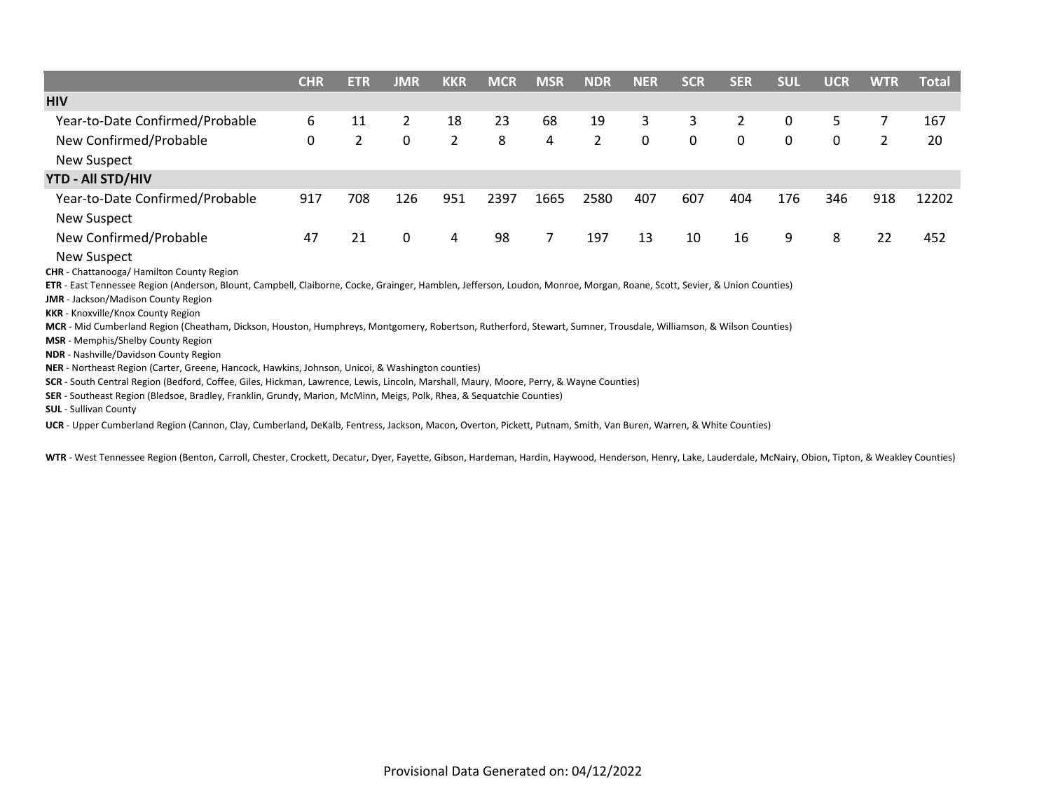| | CHR | ETR | JMR | KKR | MCR | MSR | NDR | NER | SCR | SER | SUL | UCR | WTR | Total |
|---|---|---|---|---|---|---|---|---|---|---|---|---|---|---|
| **HIV** | | | | | | | | | | | | | | |
| Year-to-Date Confirmed/Probable | 6 | 11 | 2 | 18 | 23 | 68 | 19 | 3 | 3 | 2 | 0 | 5 | 7 | 167 |
| New Confirmed/Probable | 0 | 2 | 0 | 2 | 8 | 4 | 2 | 0 | 0 | 0 | 0 | 0 | 2 | 20 |
| New Suspect | | | | | | | | | | | | | | |
| **YTD - All STD/HIV** | | | | | | | | | | | | | | |
| Year-to-Date Confirmed/Probable | 917 | 708 | 126 | 951 | 2397 | 1665 | 2580 | 407 | 607 | 404 | 176 | 346 | 918 | 12202 |
| New Suspect | | | | | | | | | | | | | | |
| New Confirmed/Probable | 47 | 21 | 0 | 4 | 98 | 7 | 197 | 13 | 10 | 16 | 9 | 8 | 22 | 452 |
| New Suspect | | | | | | | | | | | | | | |

**CHR** - Chattanooga/ Hamilton County Region

**ETR** - East Tennessee Region (Anderson, Blount, Campbell, Claiborne, Cocke, Grainger, Hamblen, Jefferson, Loudon, Monroe, Morgan, Roane, Scott, Sevier, & Union Counties)

**JMR** - Jackson/Madison County Region

**KKR** - Knoxville/Knox County Region

**MCR** - Mid Cumberland Region (Cheatham, Dickson, Houston, Humphreys, Montgomery, Robertson, Rutherford, Stewart, Sumner, Trousdale, Williamson, & Wilson Counties)

**MSR** - Memphis/Shelby County Region

**NDR** - Nashville/Davidson County Region

**NER** - Northeast Region (Carter, Greene, Hancock, Hawkins, Johnson, Unicoi, & Washington counties)

**SCR** - South Central Region (Bedford, Coffee, Giles, Hickman, Lawrence, Lewis, Lincoln, Marshall, Maury, Moore, Perry, & Wayne Counties)

**SER** - Southeast Region (Bledsoe, Bradley, Franklin, Grundy, Marion, McMinn, Meigs, Polk, Rhea, & Sequatchie Counties)

**SUL** - Sullivan County

**UCR** - Upper Cumberland Region (Cannon, Clay, Cumberland, DeKalb, Fentress, Jackson, Macon, Overton, Pickett, Putnam, Smith, Van Buren, Warren, & White Counties)

**WTR** - West Tennessee Region (Benton, Carroll, Chester, Crockett, Decatur, Dyer, Fayette, Gibson, Hardeman, Hardin, Haywood, Henderson, Henry, Lake, Lauderdale, McNairy, Obion, Tipton, & Weakley Counties)

Provisional Data Generated on: 04/12/2022